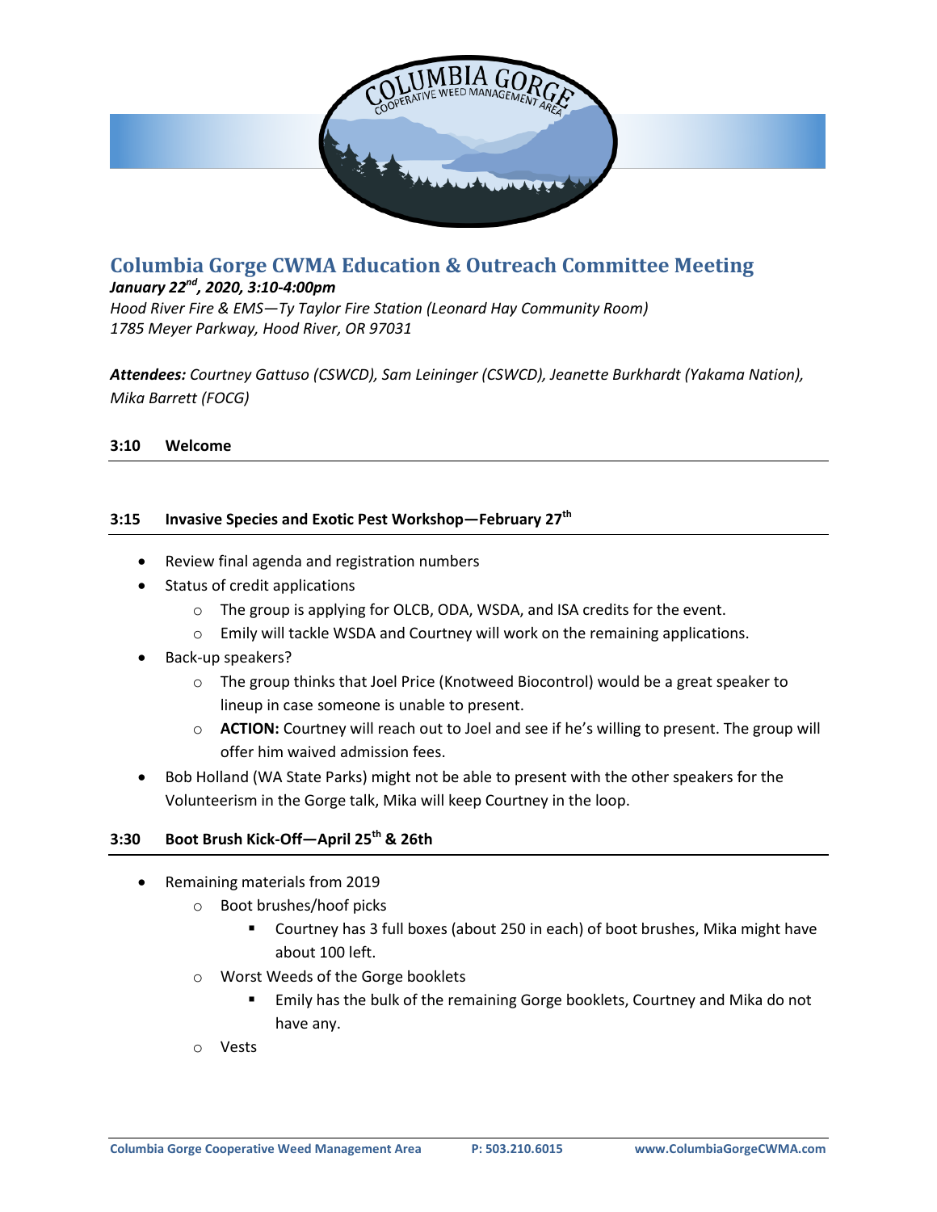# Columbia Gorge CWMA Education & Outreach Committee Meeting

***January 22nd, 2020, 3:10-4:00pm***

*Hood River Fire & EMS—Ty Taylor Fire Station (Leonard Hay Community Room)*
*1785 Meyer Parkway, Hood River, OR 97031*

***Attendees:*** *Courtney Gattuso (CSWCD), Sam Leininger (CSWCD), Jeanette Burkhardt (Yakama Nation), Mika Barrett (FOCG)*

**3:10 Welcome**

**3:15 Invasive Species and Exotic Pest Workshop—February 27th**

- Review final agenda and registration numbers
- Status of credit applications
  - The group is applying for OLCB, ODA, WSDA, and ISA credits for the event.
  - Emily will tackle WSDA and Courtney will work on the remaining applications.
- Back-up speakers?
  - The group thinks that Joel Price (Knotweed Biocontrol) would be a great speaker to lineup in case someone is unable to present.
  - **ACTION:** Courtney will reach out to Joel and see if he's willing to present. The group will offer him waived admission fees.
- Bob Holland (WA State Parks) might not be able to present with the other speakers for the Volunteerism in the Gorge talk, Mika will keep Courtney in the loop.

**3:30 Boot Brush Kick-Off—April 25th & 26th**

- Remaining materials from 2019
  - Boot brushes/hoof picks
    - Courtney has 3 full boxes (about 250 in each) of boot brushes, Mika might have about 100 left.
  - Worst Weeds of the Gorge booklets
    - Emily has the bulk of the remaining Gorge booklets, Courtney and Mika do not have any.
  - Vests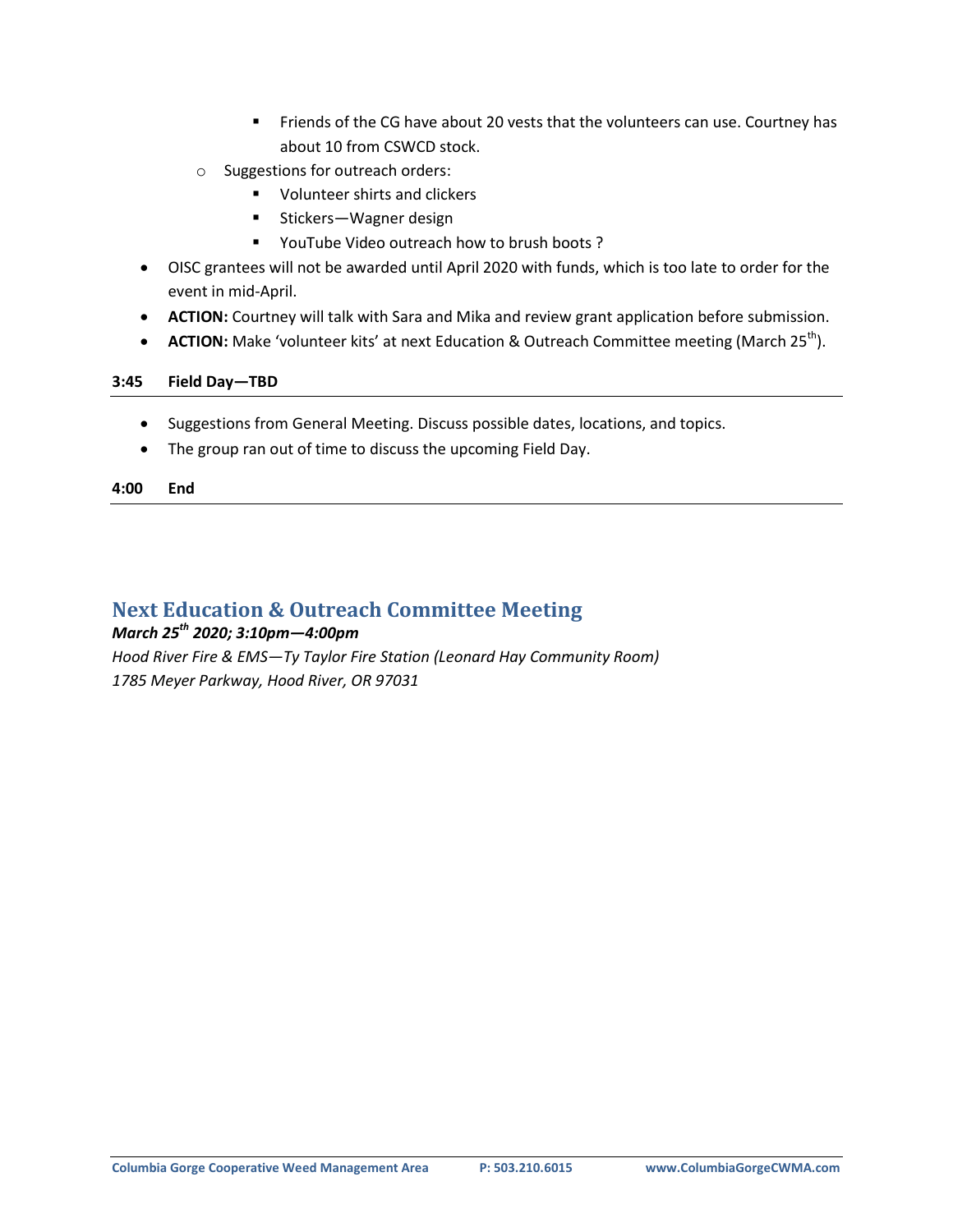- Friends of the CG have about 20 vests that the volunteers can use. Courtney has about 10 from CSWCD stock.
  - Suggestions for outreach orders:
    - Volunteer shirts and clickers
    - Stickers—Wagner design
    - YouTube Video outreach how to brush boots ?
- OISC grantees will not be awarded until April 2020 with funds, which is too late to order for the event in mid-April.
- **ACTION:** Courtney will talk with Sara and Mika and review grant application before submission.
- **ACTION:** Make 'volunteer kits' at next Education & Outreach Committee meeting (March 25th).

**3:45 Field Day—TBD**

- Suggestions from General Meeting. Discuss possible dates, locations, and topics.
- The group ran out of time to discuss the upcoming Field Day.

**4:00 End**

## Next Education & Outreach Committee Meeting

***March 25th 2020; 3:10pm—4:00pm***

*Hood River Fire & EMS—Ty Taylor Fire Station (Leonard Hay Community Room)*
*1785 Meyer Parkway, Hood River, OR 97031*